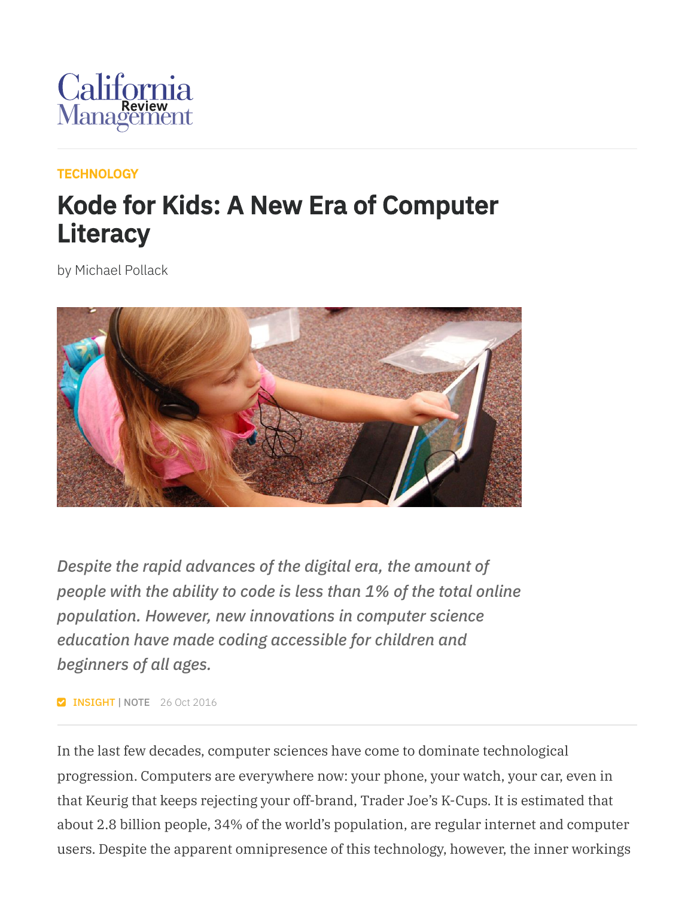California Management Review

TECHNOLOGY

# Kode for Kids: A New Era of Computer Literacy

by Michael Pollack

*Despite the rapid advances of the digital era, the amount of people with the ability to code is less than 1% of the total online population. However, new innovations in computer science education have made coding accessible for children and beginners of all ages.*

INSIGHT | NOTE 26 Oct 2016

In the last few decades, computer sciences have come to dominate technological progression. Computers are everywhere now: your phone, your watch, your car, even in that Keurig that keeps rejecting your off-brand, Trader Joe's K-Cups. It is estimated that about 2.8 billion people, 34% of the world's population, are regular internet and computer users. Despite the apparent omnipresence of this technology, however, the inner workings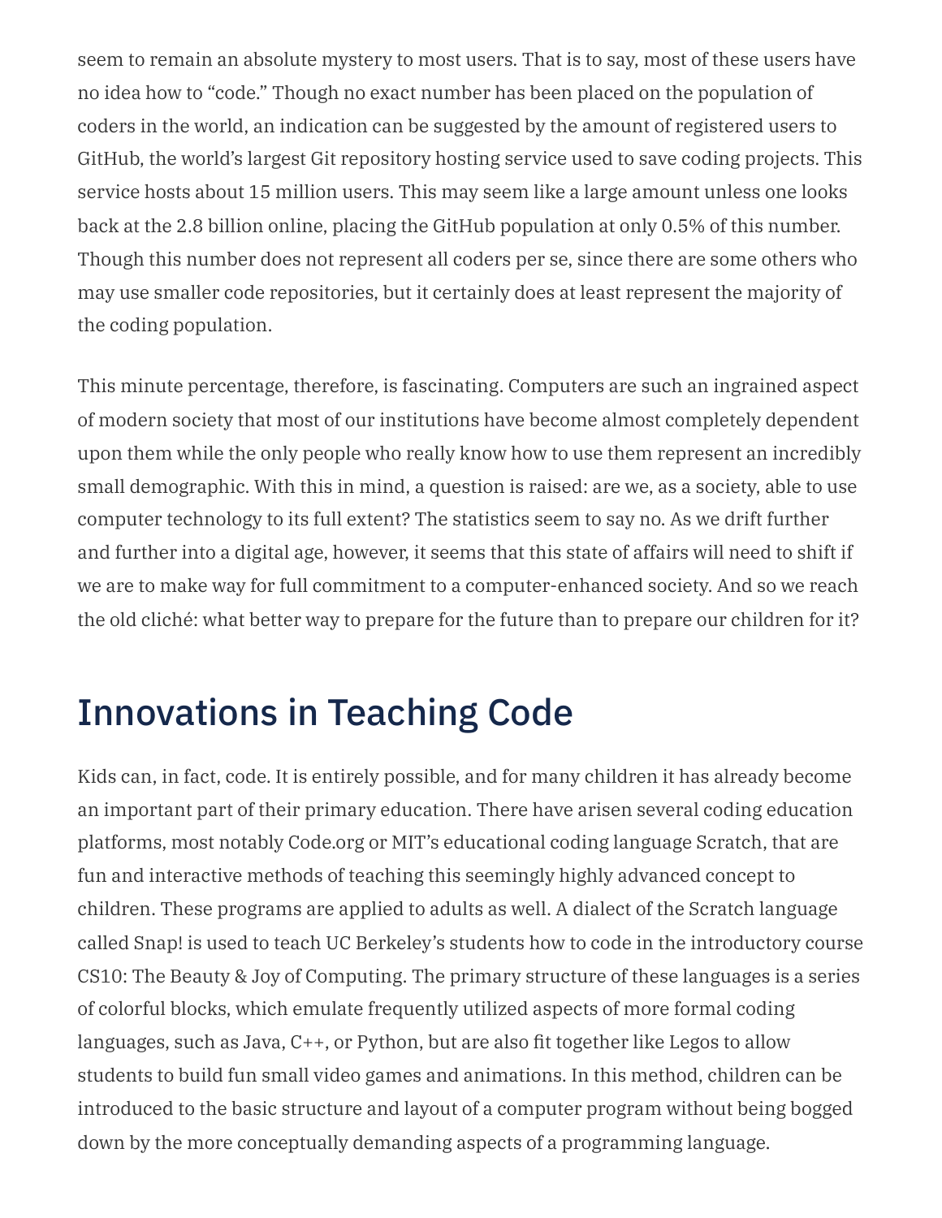seem to remain an absolute mystery to most users. That is to say, most of these users have no idea how to "code." Though no exact number has been placed on the population of coders in the world, an indication can be suggested by the amount of registered users to GitHub, the world's largest Git repository hosting service used to save coding projects. This service hosts about 15 million users. This may seem like a large amount unless one looks back at the 2.8 billion online, placing the GitHub population at only 0.5% of this number. Though this number does not represent all coders per se, since there are some others who may use smaller code repositories, but it certainly does at least represent the majority of the coding population.

This minute percentage, therefore, is fascinating. Computers are such an ingrained aspect of modern society that most of our institutions have become almost completely dependent upon them while the only people who really know how to use them represent an incredibly small demographic. With this in mind, a question is raised: are we, as a society, able to use computer technology to its full extent? The statistics seem to say no. As we drift further and further into a digital age, however, it seems that this state of affairs will need to shift if we are to make way for full commitment to a computer-enhanced society. And so we reach the old cliché: what better way to prepare for the future than to prepare our children for it?

## Innovations in Teaching Code

Kids can, in fact, code. It is entirely possible, and for many children it has already become an important part of their primary education. There have arisen several coding education platforms, most notably Code.org or MIT's educational coding language Scratch, that are fun and interactive methods of teaching this seemingly highly advanced concept to children. These programs are applied to adults as well. A dialect of the Scratch language called Snap! is used to teach UC Berkeley's students how to code in the introductory course CS10: The Beauty & Joy of Computing. The primary structure of these languages is a series of colorful blocks, which emulate frequently utilized aspects of more formal coding languages, such as Java, C++, or Python, but are also fit together like Legos to allow students to build fun small video games and animations. In this method, children can be introduced to the basic structure and layout of a computer program without being bogged down by the more conceptually demanding aspects of a programming language.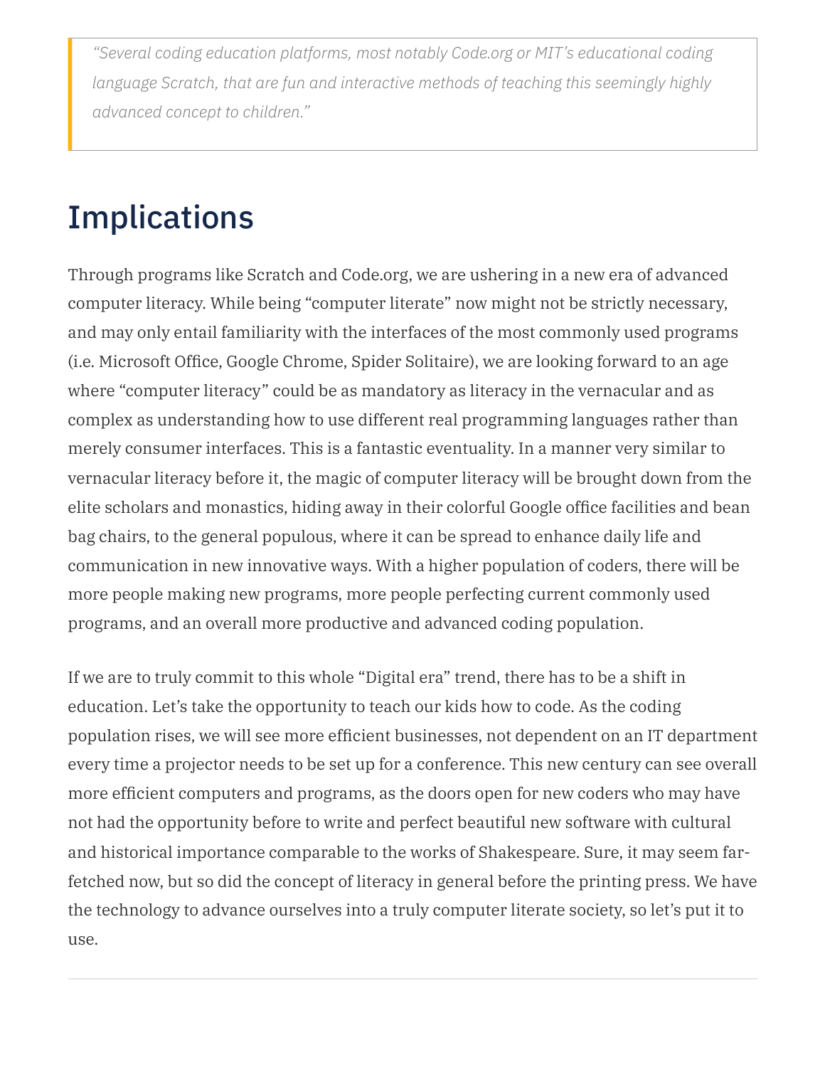> *"Several coding education platforms, most notably Code.org or MIT's educational coding language Scratch, that are fun and interactive methods of teaching this seemingly highly advanced concept to children."*

## Implications

Through programs like Scratch and Code.org, we are ushering in a new era of advanced computer literacy. While being "computer literate" now might not be strictly necessary, and may only entail familiarity with the interfaces of the most commonly used programs (i.e. Microsoft Office, Google Chrome, Spider Solitaire), we are looking forward to an age where "computer literacy" could be as mandatory as literacy in the vernacular and as complex as understanding how to use different real programming languages rather than merely consumer interfaces. This is a fantastic eventuality. In a manner very similar to vernacular literacy before it, the magic of computer literacy will be brought down from the elite scholars and monastics, hiding away in their colorful Google office facilities and bean bag chairs, to the general populous, where it can be spread to enhance daily life and communication in new innovative ways. With a higher population of coders, there will be more people making new programs, more people perfecting current commonly used programs, and an overall more productive and advanced coding population.

If we are to truly commit to this whole "Digital era" trend, there has to be a shift in education. Let's take the opportunity to teach our kids how to code. As the coding population rises, we will see more efficient businesses, not dependent on an IT department every time a projector needs to be set up for a conference. This new century can see overall more efficient computers and programs, as the doors open for new coders who may have not had the opportunity before to write and perfect beautiful new software with cultural and historical importance comparable to the works of Shakespeare. Sure, it may seem far-fetched now, but so did the concept of literacy in general before the printing press. We have the technology to advance ourselves into a truly computer literate society, so let's put it to use.

---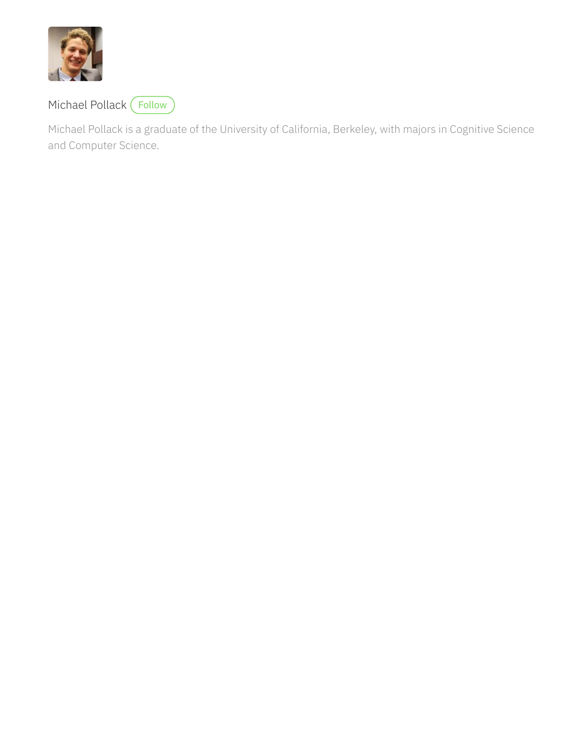Michael Pollack Follow

Michael Pollack is a graduate of the University of California, Berkeley, with majors in Cognitive Science and Computer Science.